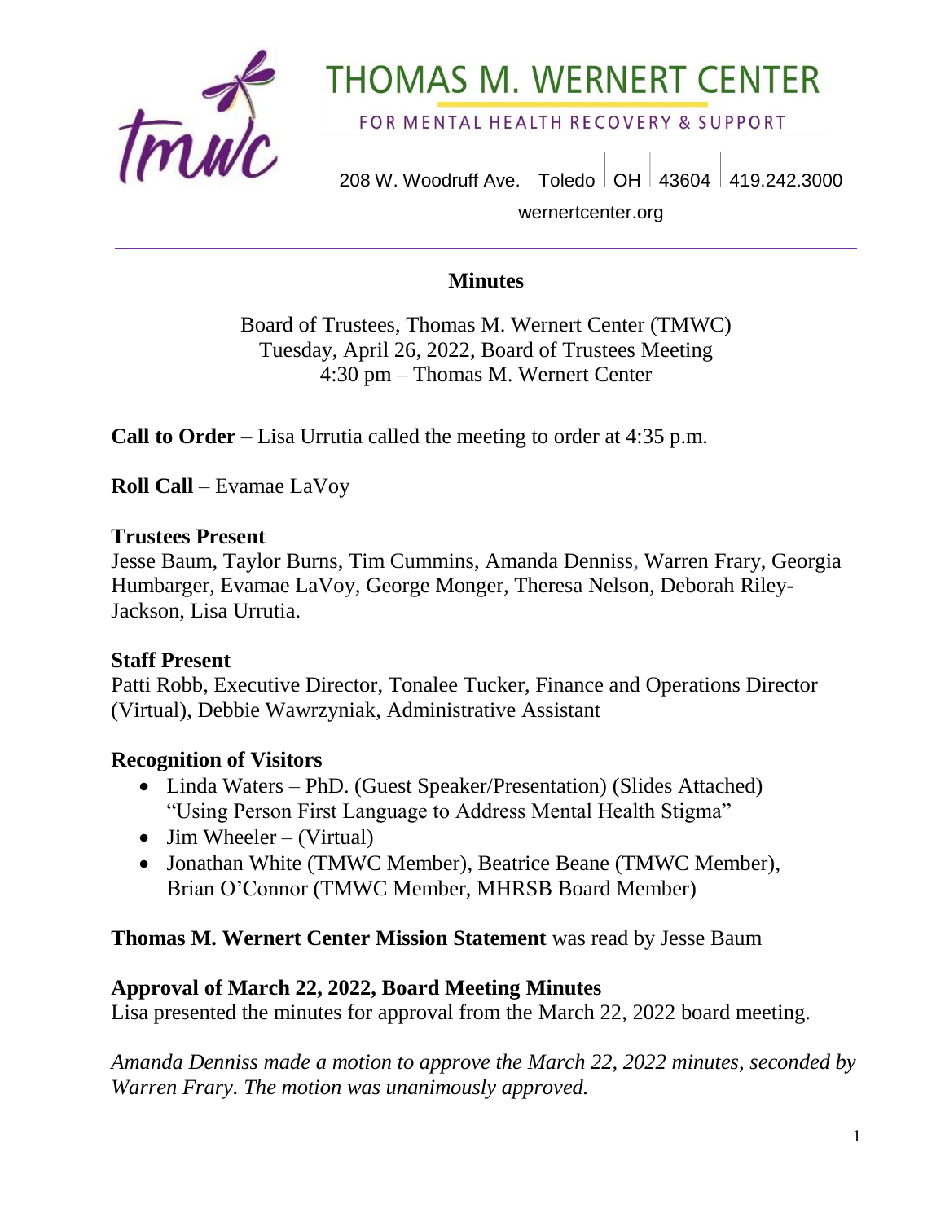# THOMAS M. WERNERT CENTER

FOR MENTAL HEALTH RECOVERY & SUPPORT

208 W. Woodruff Ave. | Toledo | OH | 43604 | 419.242.3000

wernertcenter.org

## Minutes

Board of Trustees, Thomas M. Wernert Center (TMWC)
Tuesday, April 26, 2022, Board of Trustees Meeting
4:30 pm – Thomas M. Wernert Center

**Call to Order** – Lisa Urrutia called the meeting to order at 4:35 p.m.

**Roll Call** – Evamae LaVoy

### Trustees Present

Jesse Baum, Taylor Burns, Tim Cummins, Amanda Denniss, Warren Frary, Georgia Humbarger, Evamae LaVoy, George Monger, Theresa Nelson, Deborah Riley-Jackson, Lisa Urrutia.

### Staff Present

Patti Robb, Executive Director, Tonalee Tucker, Finance and Operations Director (Virtual), Debbie Wawrzyniak, Administrative Assistant

### Recognition of Visitors

- Linda Waters – PhD. (Guest Speaker/Presentation) (Slides Attached) "Using Person First Language to Address Mental Health Stigma"
- Jim Wheeler – (Virtual)
- Jonathan White (TMWC Member), Beatrice Beane (TMWC Member), Brian O'Connor (TMWC Member, MHRSB Board Member)

**Thomas M. Wernert Center Mission Statement** was read by Jesse Baum

### Approval of March 22, 2022, Board Meeting Minutes

Lisa presented the minutes for approval from the March 22, 2022 board meeting.

*Amanda Denniss made a motion to approve the March 22, 2022 minutes, seconded by Warren Frary. The motion was unanimously approved.*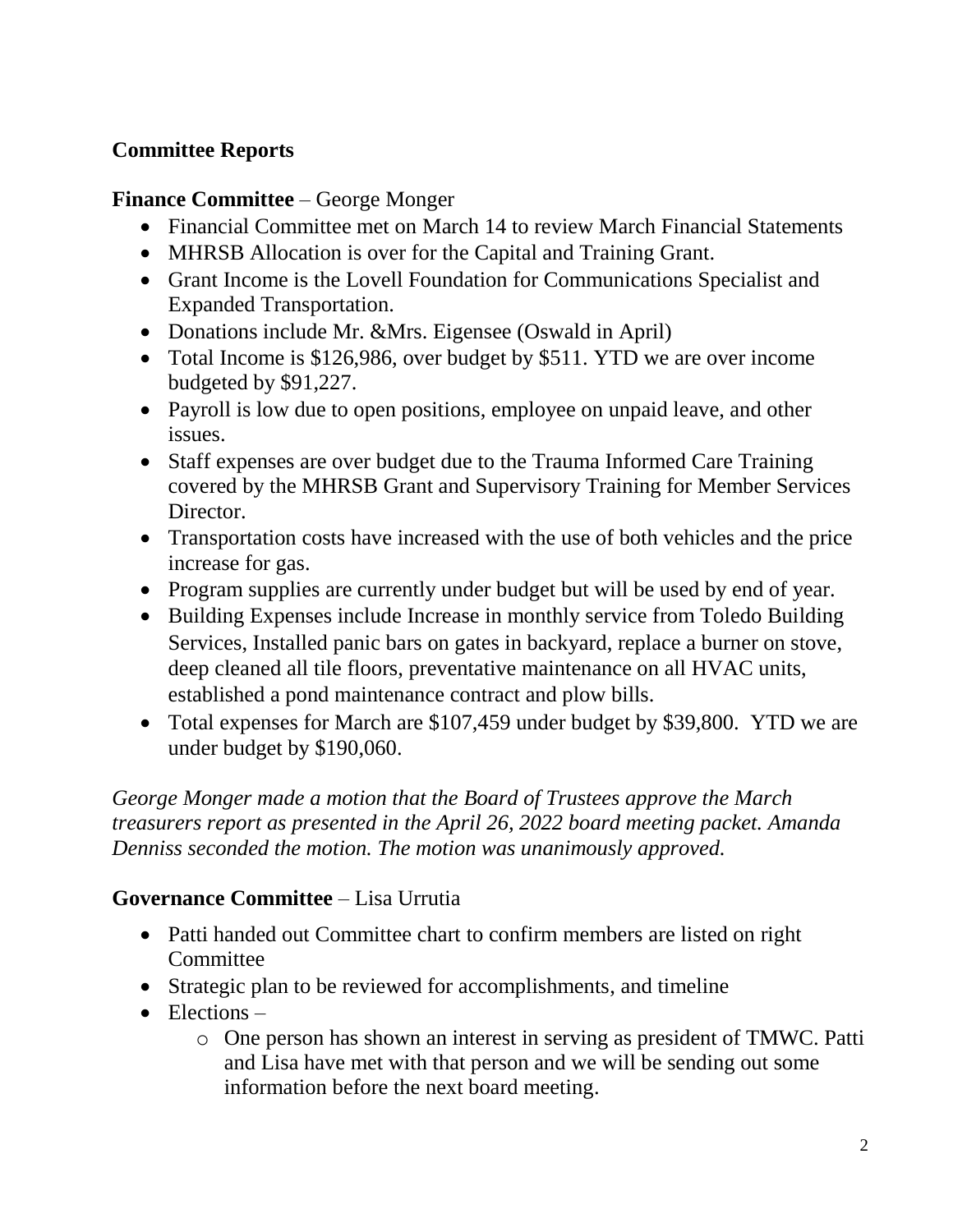## Committee Reports

**Finance Committee** – George Monger

- Financial Committee met on March 14 to review March Financial Statements
- MHRSB Allocation is over for the Capital and Training Grant.
- Grant Income is the Lovell Foundation for Communications Specialist and Expanded Transportation.
- Donations include Mr. &Mrs. Eigensee (Oswald in April)
- Total Income is $126,986, over budget by $511. YTD we are over income budgeted by $91,227.
- Payroll is low due to open positions, employee on unpaid leave, and other issues.
- Staff expenses are over budget due to the Trauma Informed Care Training covered by the MHRSB Grant and Supervisory Training for Member Services Director.
- Transportation costs have increased with the use of both vehicles and the price increase for gas.
- Program supplies are currently under budget but will be used by end of year.
- Building Expenses include Increase in monthly service from Toledo Building Services, Installed panic bars on gates in backyard, replace a burner on stove, deep cleaned all tile floors, preventative maintenance on all HVAC units, established a pond maintenance contract and plow bills.
- Total expenses for March are $107,459 under budget by $39,800. YTD we are under budget by $190,060.

*George Monger made a motion that the Board of Trustees approve the March treasurers report as presented in the April 26, 2022 board meeting packet. Amanda Denniss seconded the motion. The motion was unanimously approved.*

**Governance Committee** – Lisa Urrutia

- Patti handed out Committee chart to confirm members are listed on right Committee
- Strategic plan to be reviewed for accomplishments, and timeline
- Elections –
  - One person has shown an interest in serving as president of TMWC. Patti and Lisa have met with that person and we will be sending out some information before the next board meeting.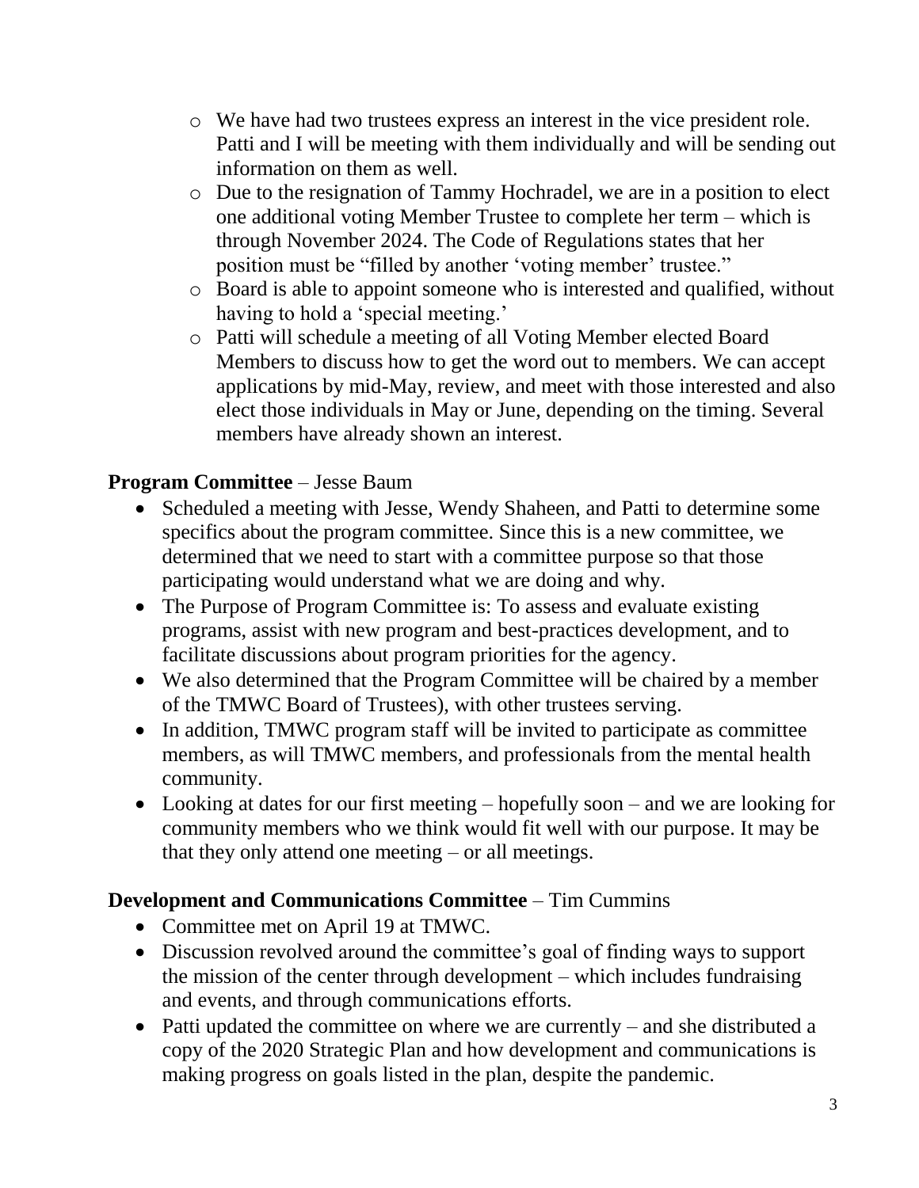- We have had two trustees express an interest in the vice president role. Patti and I will be meeting with them individually and will be sending out information on them as well.
  - Due to the resignation of Tammy Hochradel, we are in a position to elect one additional voting Member Trustee to complete her term – which is through November 2024. The Code of Regulations states that her position must be "filled by another 'voting member' trustee."
  - Board is able to appoint someone who is interested and qualified, without having to hold a 'special meeting.'
  - Patti will schedule a meeting of all Voting Member elected Board Members to discuss how to get the word out to members. We can accept applications by mid-May, review, and meet with those interested and also elect those individuals in May or June, depending on the timing. Several members have already shown an interest.

**Program Committee** – Jesse Baum

- Scheduled a meeting with Jesse, Wendy Shaheen, and Patti to determine some specifics about the program committee. Since this is a new committee, we determined that we need to start with a committee purpose so that those participating would understand what we are doing and why.
- The Purpose of Program Committee is: To assess and evaluate existing programs, assist with new program and best-practices development, and to facilitate discussions about program priorities for the agency.
- We also determined that the Program Committee will be chaired by a member of the TMWC Board of Trustees), with other trustees serving.
- In addition, TMWC program staff will be invited to participate as committee members, as will TMWC members, and professionals from the mental health community.
- Looking at dates for our first meeting – hopefully soon – and we are looking for community members who we think would fit well with our purpose. It may be that they only attend one meeting – or all meetings.

**Development and Communications Committee** – Tim Cummins

- Committee met on April 19 at TMWC.
- Discussion revolved around the committee's goal of finding ways to support the mission of the center through development – which includes fundraising and events, and through communications efforts.
- Patti updated the committee on where we are currently – and she distributed a copy of the 2020 Strategic Plan and how development and communications is making progress on goals listed in the plan, despite the pandemic.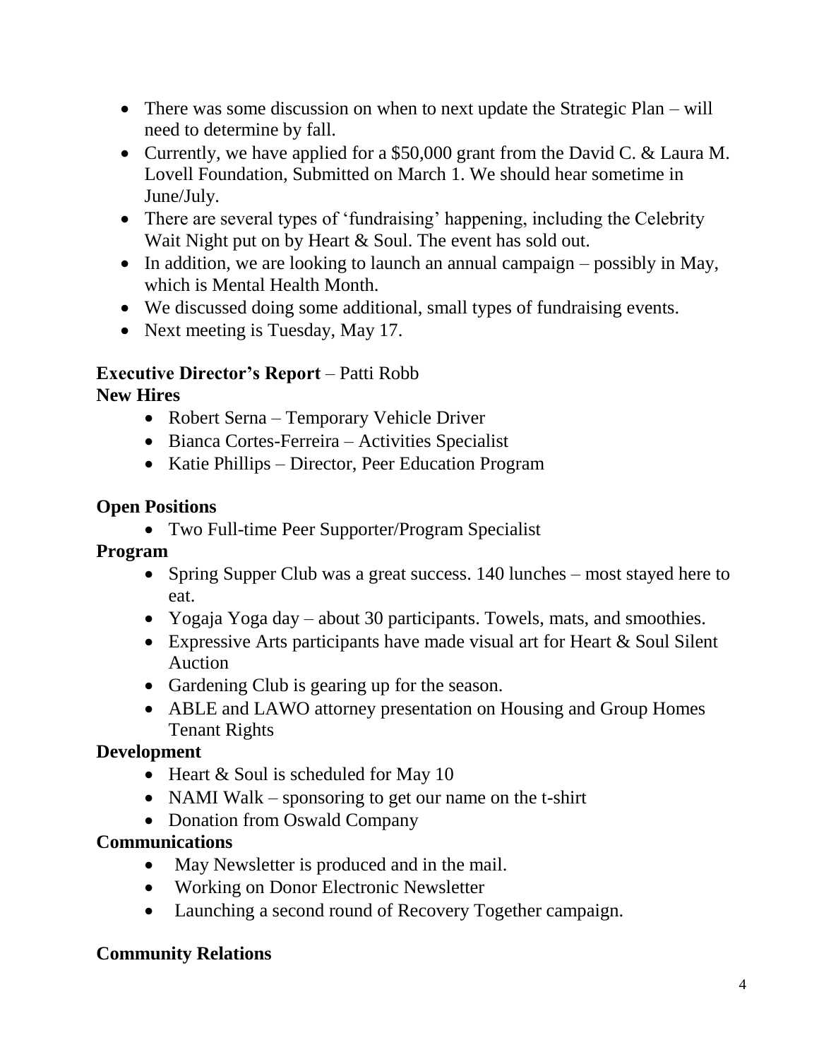- There was some discussion on when to next update the Strategic Plan – will need to determine by fall.
- Currently, we have applied for a $50,000 grant from the David C. & Laura M. Lovell Foundation, Submitted on March 1. We should hear sometime in June/July.
- There are several types of 'fundraising' happening, including the Celebrity Wait Night put on by Heart & Soul. The event has sold out.
- In addition, we are looking to launch an annual campaign – possibly in May, which is Mental Health Month.
- We discussed doing some additional, small types of fundraising events.
- Next meeting is Tuesday, May 17.

**Executive Director's Report** – Patti Robb

**New Hires**

- Robert Serna – Temporary Vehicle Driver
- Bianca Cortes-Ferreira – Activities Specialist
- Katie Phillips – Director, Peer Education Program

**Open Positions**

- Two Full-time Peer Supporter/Program Specialist

**Program**

- Spring Supper Club was a great success. 140 lunches – most stayed here to eat.
- Yogaja Yoga day – about 30 participants. Towels, mats, and smoothies.
- Expressive Arts participants have made visual art for Heart & Soul Silent Auction
- Gardening Club is gearing up for the season.
- ABLE and LAWO attorney presentation on Housing and Group Homes Tenant Rights

**Development**

- Heart & Soul is scheduled for May 10
- NAMI Walk – sponsoring to get our name on the t-shirt
- Donation from Oswald Company

**Communications**

- May Newsletter is produced and in the mail.
- Working on Donor Electronic Newsletter
- Launching a second round of Recovery Together campaign.

**Community Relations**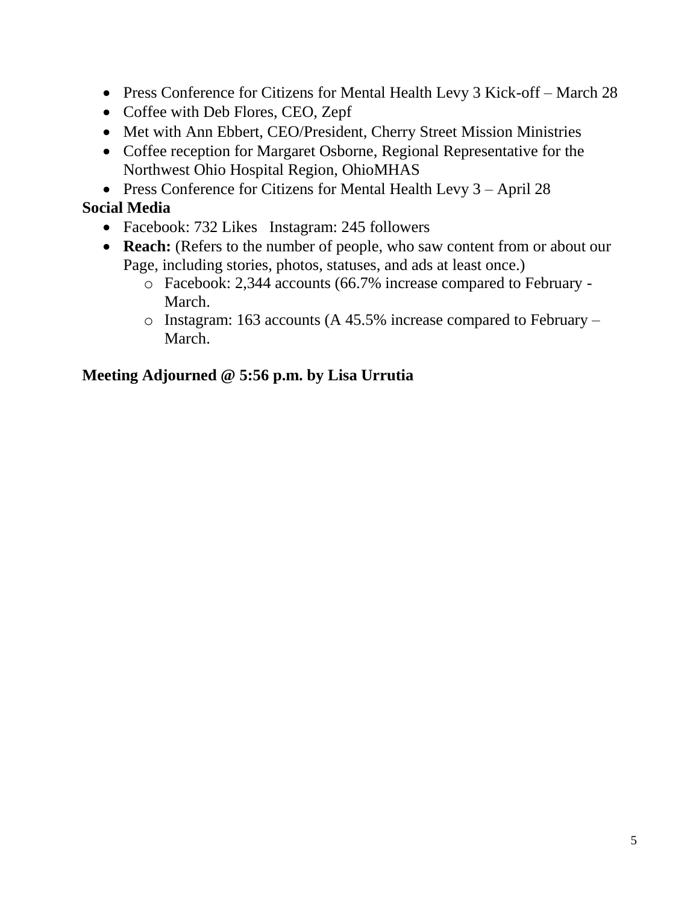- Press Conference for Citizens for Mental Health Levy 3 Kick-off – March 28
- Coffee with Deb Flores, CEO, Zepf
- Met with Ann Ebbert, CEO/President, Cherry Street Mission Ministries
- Coffee reception for Margaret Osborne, Regional Representative for the Northwest Ohio Hospital Region, OhioMHAS
- Press Conference for Citizens for Mental Health Levy 3 – April 28

**Social Media**

- Facebook: 732 Likes   Instagram: 245 followers
- **Reach:** (Refers to the number of people, who saw content from or about our Page, including stories, photos, statuses, and ads at least once.)
  - Facebook: 2,344 accounts (66.7% increase compared to February - March.
  - Instagram: 163 accounts (A 45.5% increase compared to February – March.

**Meeting Adjourned @ 5:56 p.m. by Lisa Urrutia**